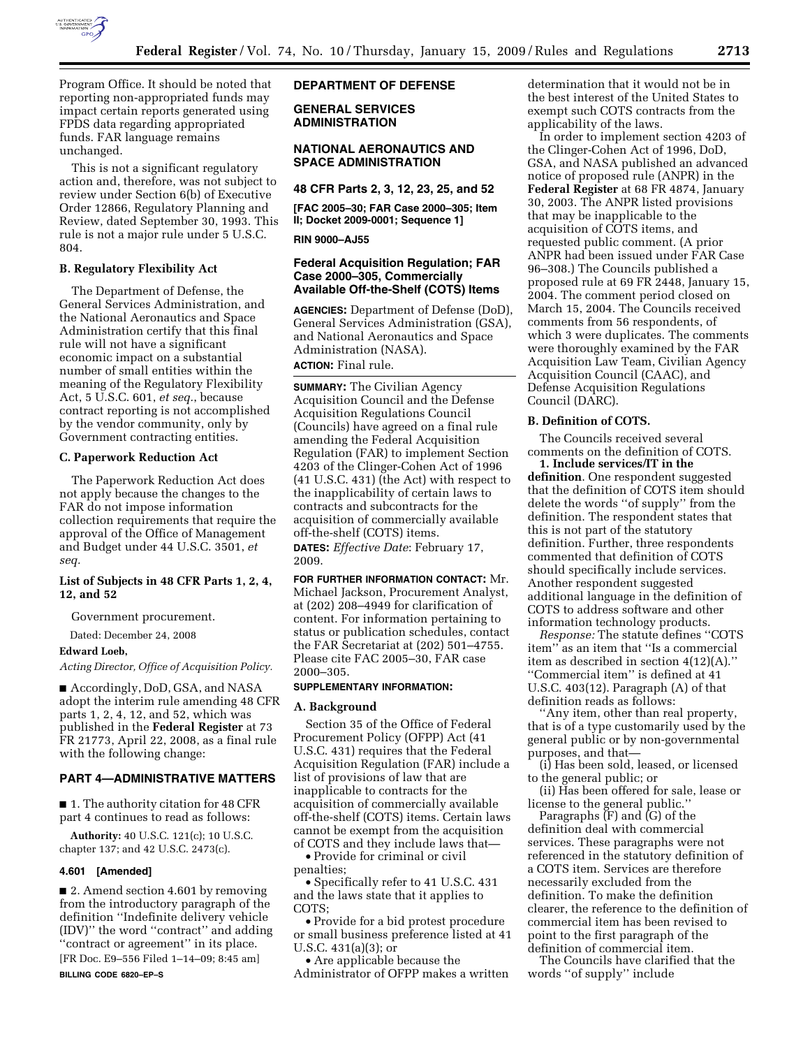Program Office. It should be noted that reporting non-appropriated funds may impact certain reports generated using FPDS data regarding appropriated funds. FAR language remains unchanged.

This is not a significant regulatory action and, therefore, was not subject to review under Section 6(b) of Executive Order 12866, Regulatory Planning and Review, dated September 30, 1993. This rule is not a major rule under 5 U.S.C. 804.

### B. Regulatory Flexibility Act

The Department of Defense, the General Services Administration, and the National Aeronautics and Space Administration certify that this final rule will not have a significant economic impact on a substantial number of small entities within the meaning of the Regulatory Flexibility Act, 5 U.S.C. 601, *et seq.*, because contract reporting is not accomplished by the vendor community, only by Government contracting entities.

### C. Paperwork Reduction Act

The Paperwork Reduction Act does not apply because the changes to the FAR do not impose information collection requirements that require the approval of the Office of Management and Budget under 44 U.S.C. 3501, *et seq.*

### List of Subjects in 48 CFR Parts 1, 2, 4, 12, and 52

Government procurement.

Dated: December 24, 2008

**Edward Loeb,**

*Acting Director, Office of Acquisition Policy.*

■ Accordingly, DoD, GSA, and NASA adopt the interim rule amending 48 CFR parts 1, 2, 4, 12, and 52, which was published in the **Federal Register** at 73 FR 21773, April 22, 2008, as a final rule with the following change:

## PART 4—ADMINISTRATIVE MATTERS

■ 1. The authority citation for 48 CFR part 4 continues to read as follows:

**Authority:** 40 U.S.C. 121(c); 10 U.S.C. chapter 137; and 42 U.S.C. 2473(c).

**4.601 [Amended]**

■ 2. Amend section 4.601 by removing from the introductory paragraph of the definition ''Indefinite delivery vehicle (IDV)'' the word ''contract'' and adding ''contract or agreement'' in its place.

[FR Doc. E9–556 Filed 1–14–09; 8:45 am]

**BILLING CODE 6820–EP–S**

## DEPARTMENT OF DEFENSE

## GENERAL SERVICES ADMINISTRATION

## NATIONAL AERONAUTICS AND SPACE ADMINISTRATION

**48 CFR Parts 2, 3, 12, 23, 25, and 52**

**[FAC 2005–30; FAR Case 2000–305; Item II; Docket 2009-0001; Sequence 1]**

**RIN 9000–AJ55**

## Federal Acquisition Regulation; FAR Case 2000–305, Commercially Available Off-the-Shelf (COTS) Items

**AGENCIES:** Department of Defense (DoD), General Services Administration (GSA), and National Aeronautics and Space Administration (NASA).

**ACTION:** Final rule.

**SUMMARY:** The Civilian Agency Acquisition Council and the Defense Acquisition Regulations Council (Councils) have agreed on a final rule amending the Federal Acquisition Regulation (FAR) to implement Section 4203 of the Clinger-Cohen Act of 1996 (41 U.S.C. 431) (the Act) with respect to the inapplicability of certain laws to contracts and subcontracts for the acquisition of commercially available off-the-shelf (COTS) items.

**DATES:** *Effective Date*: February 17, 2009.

**FOR FURTHER INFORMATION CONTACT:** Mr. Michael Jackson, Procurement Analyst, at (202) 208–4949 for clarification of content. For information pertaining to status or publication schedules, contact the FAR Secretariat at (202) 501–4755. Please cite FAC 2005–30, FAR case 2000–305.

**SUPPLEMENTARY INFORMATION:**

### A. Background

Section 35 of the Office of Federal Procurement Policy (OFPP) Act (41 U.S.C. 431) requires that the Federal Acquisition Regulation (FAR) include a list of provisions of law that are inapplicable to contracts for the acquisition of commercially available off-the-shelf (COTS) items. Certain laws cannot be exempt from the acquisition of COTS and they include laws that—

- Provide for criminal or civil penalties;
- Specifically refer to 41 U.S.C. 431 and the laws state that it applies to COTS;
- Provide for a bid protest procedure or small business preference listed at 41 U.S.C. 431(a)(3); or
- Are applicable because the Administrator of OFPP makes a written determination that it would not be in the best interest of the United States to exempt such COTS contracts from the applicability of the laws.

In order to implement section 4203 of the Clinger-Cohen Act of 1996, DoD, GSA, and NASA published an advanced notice of proposed rule (ANPR) in the **Federal Register** at 68 FR 4874, January 30, 2003. The ANPR listed provisions that may be inapplicable to the acquisition of COTS items, and requested public comment. (A prior ANPR had been issued under FAR Case 96–308.) The Councils published a proposed rule at 69 FR 2448, January 15, 2004. The comment period closed on March 15, 2004. The Councils received comments from 56 respondents, of which 3 were duplicates. The comments were thoroughly examined by the FAR Acquisition Law Team, Civilian Agency Acquisition Council (CAAC), and Defense Acquisition Regulations Council (DARC).

### B. Definition of COTS.

The Councils received several comments on the definition of COTS.

**1. Include services/IT in the definition**. One respondent suggested that the definition of COTS item should delete the words ''of supply'' from the definition. The respondent states that this is not part of the statutory definition. Further, three respondents commented that definition of COTS should specifically include services. Another respondent suggested additional language in the definition of COTS to address software and other information technology products.

*Response:* The statute defines ''COTS item'' as an item that ''Is a commercial item as described in section 4(12)(A).'' ''Commercial item'' is defined at 41 U.S.C. 403(12). Paragraph (A) of that definition reads as follows:

''Any item, other than real property, that is of a type customarily used by the general public or by non-governmental purposes, and that—

(i) Has been sold, leased, or licensed to the general public; or

(ii) Has been offered for sale, lease or license to the general public.''

Paragraphs (F) and (G) of the definition deal with commercial services. These paragraphs were not referenced in the statutory definition of a COTS item. Services are therefore necessarily excluded from the definition. To make the definition clearer, the reference to the definition of commercial item has been revised to point to the first paragraph of the definition of commercial item.

The Councils have clarified that the words ''of supply'' include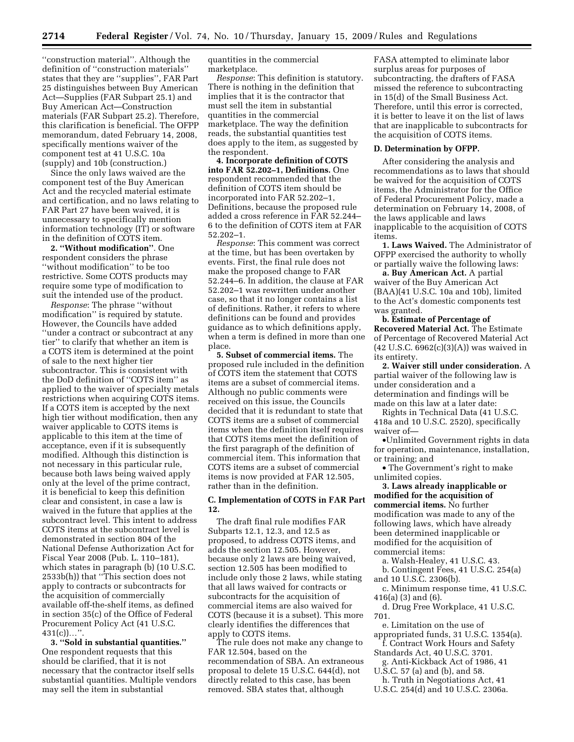''construction material''. Although the definition of ''construction materials'' states that they are ''supplies'', FAR Part 25 distinguishes between Buy American Act—Supplies (FAR Subpart 25.1) and Buy American Act—Construction materials (FAR Subpart 25.2). Therefore, this clarification is beneficial. The OFPP memorandum, dated February 14, 2008, specifically mentions waiver of the component test at 41 U.S.C. 10a (supply) and 10b (construction.)

Since the only laws waived are the component test of the Buy American Act and the recycled material estimate and certification, and no laws relating to FAR Part 27 have been waived, it is unnecessary to specifically mention information technology (IT) or software in the definition of COTS item.

**2. ''Without modification''**. One respondent considers the phrase ''without modification'' to be too restrictive. Some COTS products may require some type of modification to suit the intended use of the product.

*Response*: The phrase ''without modification'' is required by statute. However, the Councils have added ''under a contract or subcontract at any tier'' to clarify that whether an item is a COTS item is determined at the point of sale to the next higher tier subcontractor. This is consistent with the DoD definition of ''COTS item'' as applied to the waiver of specialty metals restrictions when acquiring COTS items. If a COTS item is accepted by the next high tier without modification, then any waiver applicable to COTS items is applicable to this item at the time of acceptance, even if it is subsequently modified. Although this distinction is not necessary in this particular rule, because both laws being waived apply only at the level of the prime contract, it is beneficial to keep this definition clear and consistent, in case a law is waived in the future that applies at the subcontract level. This intent to address COTS items at the subcontract level is demonstrated in section 804 of the National Defense Authorization Act for Fiscal Year 2008 (Pub. L. 110–181), which states in paragraph (b) (10 U.S.C. 2533b(h)) that ''This section does not apply to contracts or subcontracts for the acquisition of commercially available off-the-shelf items, as defined in section 35(c) of the Office of Federal Procurement Policy Act (41 U.S.C. 431(c))…''.

**3. ''Sold in substantial quantities.''** One respondent requests that this should be clarified, that it is not necessary that the contractor itself sells substantial quantities. Multiple vendors may sell the item in substantial quantities in the commercial marketplace.

*Response*: This definition is statutory. There is nothing in the definition that implies that it is the contractor that must sell the item in substantial quantities in the commercial marketplace. The way the definition reads, the substantial quantities test does apply to the item, as suggested by the respondent.

**4. Incorporate definition of COTS into FAR 52.202–1, Definitions.** One respondent recommended that the definition of COTS item should be incorporated into FAR 52.202–1, Definitions, because the proposed rule added a cross reference in FAR 52.244–6 to the definition of COTS item at FAR 52.202–1.

*Response*: This comment was correct at the time, but has been overtaken by events. First, the final rule does not make the proposed change to FAR 52.244–6. In addition, the clause at FAR 52.202–1 was rewritten under another case, so that it no longer contains a list of definitions. Rather, it refers to where definitions can be found and provides guidance as to which definitions apply, when a term is defined in more than one place.

**5. Subset of commercial items.** The proposed rule included in the definition of COTS item the statement that COTS items are a subset of commercial items. Although no public comments were received on this issue, the Councils decided that it is redundant to state that COTS items are a subset of commercial items when the definition itself requires that COTS items meet the definition of the first paragraph of the definition of commercial item. This information that COTS items are a subset of commercial items is now provided at FAR 12.505, rather than in the definition.

### C. Implementation of COTS in FAR Part 12.

The draft final rule modifies FAR Subparts 12.1, 12.3, and 12.5 as proposed, to address COTS items, and adds the section 12.505. However, because only 2 laws are being waived, section 12.505 has been modified to include only those 2 laws, while stating that all laws waived for contracts or subcontracts for the acquisition of commercial items are also waived for COTS (because it is a subset). This more clearly identifies the differences that apply to COTS items.

The rule does not make any change to FAR 12.504, based on the recommendation of SBA. An extraneous proposal to delete 15 U.S.C. 644(d), not directly related to this case, has been removed. SBA states that, although FASA attempted to eliminate labor surplus areas for purposes of subcontracting, the drafters of FASA missed the reference to subcontracting in 15(d) of the Small Business Act. Therefore, until this error is corrected, it is better to leave it on the list of laws that are inapplicable to subcontracts for the acquisition of COTS items.

### D. Determination by OFPP.

After considering the analysis and recommendations as to laws that should be waived for the acquisition of COTS items, the Administrator for the Office of Federal Procurement Policy, made a determination on February 14, 2008, of the laws applicable and laws inapplicable to the acquisition of COTS items.

**1. Laws Waived.** The Administrator of OFPP exercised the authority to wholly or partially waive the following laws:

**a. Buy American Act.** A partial waiver of the Buy American Act (BAA)(41 U.S.C. 10a and 10b), limited to the Act's domestic components test was granted.

**b. Estimate of Percentage of Recovered Material Act.** The Estimate of Percentage of Recovered Material Act (42 U.S.C. 6962(c)(3)(A)) was waived in its entirety.

**2. Waiver still under consideration.** A partial waiver of the following law is under consideration and a determination and findings will be made on this law at a later date:

Rights in Technical Data (41 U.S.C. 418a and 10 U.S.C. 2520), specifically waiver of—

- Unlimited Government rights in data for operation, maintenance, installation, or training; and
- The Government's right to make unlimited copies.

**3. Laws already inapplicable or modified for the acquisition of commercial items.** No further modification was made to any of the following laws, which have already been determined inapplicable or modified for the acquisition of commercial items:

a. Walsh-Healey, 41 U.S.C. 43.

b. Contingent Fees, 41 U.S.C. 254(a) and 10 U.S.C. 2306(b).

c. Minimum response time, 41 U.S.C. 416(a) (3) and (6).

d. Drug Free Workplace, 41 U.S.C. 701.

e. Limitation on the use of appropriated funds, 31 U.S.C. 1354(a).

f. Contract Work Hours and Safety Standards Act, 40 U.S.C. 3701.

g. Anti-Kickback Act of 1986, 41 U.S.C. 57 (a) and (b), and 58.

h. Truth in Negotiations Act, 41 U.S.C. 254(d) and 10 U.S.C. 2306a.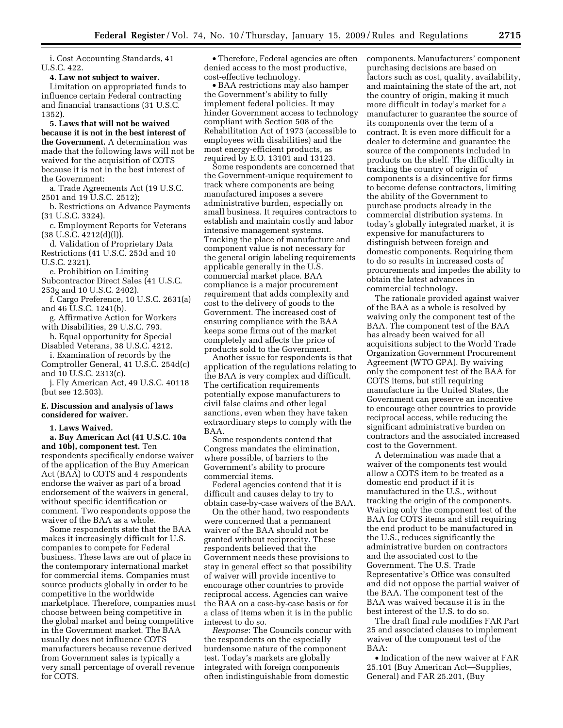i. Cost Accounting Standards, 41 U.S.C. 422.

**4. Law not subject to waiver.** Limitation on appropriated funds to influence certain Federal contracting and financial transactions (31 U.S.C. 1352).

**5. Laws that will not be waived because it is not in the best interest of the Government.** A determination was made that the following laws will not be waived for the acquisition of COTS because it is not in the best interest of the Government:

a. Trade Agreements Act (19 U.S.C. 2501 and 19 U.S.C. 2512);

b. Restrictions on Advance Payments (31 U.S.C. 3324).

c. Employment Reports for Veterans (38 U.S.C. 4212(d)(l)).

d. Validation of Proprietary Data Restrictions (41 U.S.C. 253d and 10 U.S.C. 2321).

e. Prohibition on Limiting Subcontractor Direct Sales (41 U.S.C. 253g and 10 U.S.C. 2402).

f. Cargo Preference, 10 U.S.C. 2631(a) and 46 U.S.C. 1241(b).

g. Affirmative Action for Workers with Disabilities, 29 U.S.C. 793.

h. Equal opportunity for Special Disabled Veterans, 38 U.S.C. 4212.

i. Examination of records by the Comptroller General, 41 U.S.C. 254d(c) and 10 U.S.C. 2313(c).

j. Fly American Act, 49 U.S.C. 40118 (but see 12.503).

### E. Discussion and analysis of laws considered for waiver.

**1. Laws Waived.**

**a. Buy American Act (41 U.S.C. 10a and 10b), component test.** Ten respondents specifically endorse waiver of the application of the Buy American Act (BAA) to COTS and 4 respondents endorse the waiver as part of a broad endorsement of the waivers in general, without specific identification or comment. Two respondents oppose the waiver of the BAA as a whole.

Some respondents state that the BAA makes it increasingly difficult for U.S. companies to compete for Federal business. These laws are out of place in the contemporary international market for commercial items. Companies must source products globally in order to be competitive in the worldwide marketplace. Therefore, companies must choose between being competitive in the global market and being competitive in the Government market. The BAA usually does not influence COTS manufacturers because revenue derived from Government sales is typically a very small percentage of overall revenue for COTS.

- Therefore, Federal agencies are often denied access to the most productive, cost-effective technology.
- BAA restrictions may also hamper the Government's ability to fully implement federal policies. It may hinder Government access to technology compliant with Section 508 of the Rehabilitation Act of 1973 (accessible to employees with disabilities) and the most energy-efficient products, as required by E.O. 13101 and 13123.

Some respondents are concerned that the Government-unique requirement to track where components are being manufactured imposes a severe administrative burden, especially on small business. It requires contractors to establish and maintain costly and labor intensive management systems. Tracking the place of manufacture and component value is not necessary for the general origin labeling requirements applicable generally in the U.S. commercial market place. BAA compliance is a major procurement requirement that adds complexity and cost to the delivery of goods to the Government. The increased cost of ensuring compliance with the BAA keeps some firms out of the market completely and affects the price of products sold to the Government.

Another issue for respondents is that application of the regulations relating to the BAA is very complex and difficult. The certification requirements potentially expose manufacturers to civil false claims and other legal sanctions, even when they have taken extraordinary steps to comply with the BAA.

Some respondents contend that Congress mandates the elimination, where possible, of barriers to the Government's ability to procure commercial items.

Federal agencies contend that it is difficult and causes delay to try to obtain case-by-case waivers of the BAA.

On the other hand, two respondents were concerned that a permanent waiver of the BAA should not be granted without reciprocity. These respondents believed that the Government needs these provisions to stay in general effect so that possibility of waiver will provide incentive to encourage other countries to provide reciprocal access. Agencies can waive the BAA on a case-by-case basis or for a class of items when it is in the public interest to do so.

*Response*: The Councils concur with the respondents on the especially burdensome nature of the component test. Today's markets are globally integrated with foreign components often indistinguishable from domestic components. Manufacturers' component purchasing decisions are based on factors such as cost, quality, availability, and maintaining the state of the art, not the country of origin, making it much more difficult in today's market for a manufacturer to guarantee the source of its components over the term of a contract. It is even more difficult for a dealer to determine and guarantee the source of the components included in products on the shelf. The difficulty in tracking the country of origin of components is a disincentive for firms to become defense contractors, limiting the ability of the Government to purchase products already in the commercial distribution systems. In today's globally integrated market, it is expensive for manufacturers to distinguish between foreign and domestic components. Requiring them to do so results in increased costs of procurements and impedes the ability to obtain the latest advances in commercial technology.

The rationale provided against waiver of the BAA as a whole is resolved by waiving only the component test of the BAA. The component test of the BAA has already been waived for all acquisitions subject to the World Trade Organization Government Procurement Agreement (WTO GPA). By waiving only the component test of the BAA for COTS items, but still requiring manufacture in the United States, the Government can preserve an incentive to encourage other countries to provide reciprocal access, while reducing the significant administrative burden on contractors and the associated increased cost to the Government.

A determination was made that a waiver of the components test would allow a COTS item to be treated as a domestic end product if it is manufactured in the U.S., without tracking the origin of the components. Waiving only the component test of the BAA for COTS items and still requiring the end product to be manufactured in the U.S., reduces significantly the administrative burden on contractors and the associated cost to the Government. The U.S. Trade Representative's Office was consulted and did not oppose the partial waiver of the BAA. The component test of the BAA was waived because it is in the best interest of the U.S. to do so.

The draft final rule modifies FAR Part 25 and associated clauses to implement waiver of the component test of the BAA:

- Indication of the new waiver at FAR 25.101 (Buy American Act—Supplies, General) and FAR 25.201, (Buy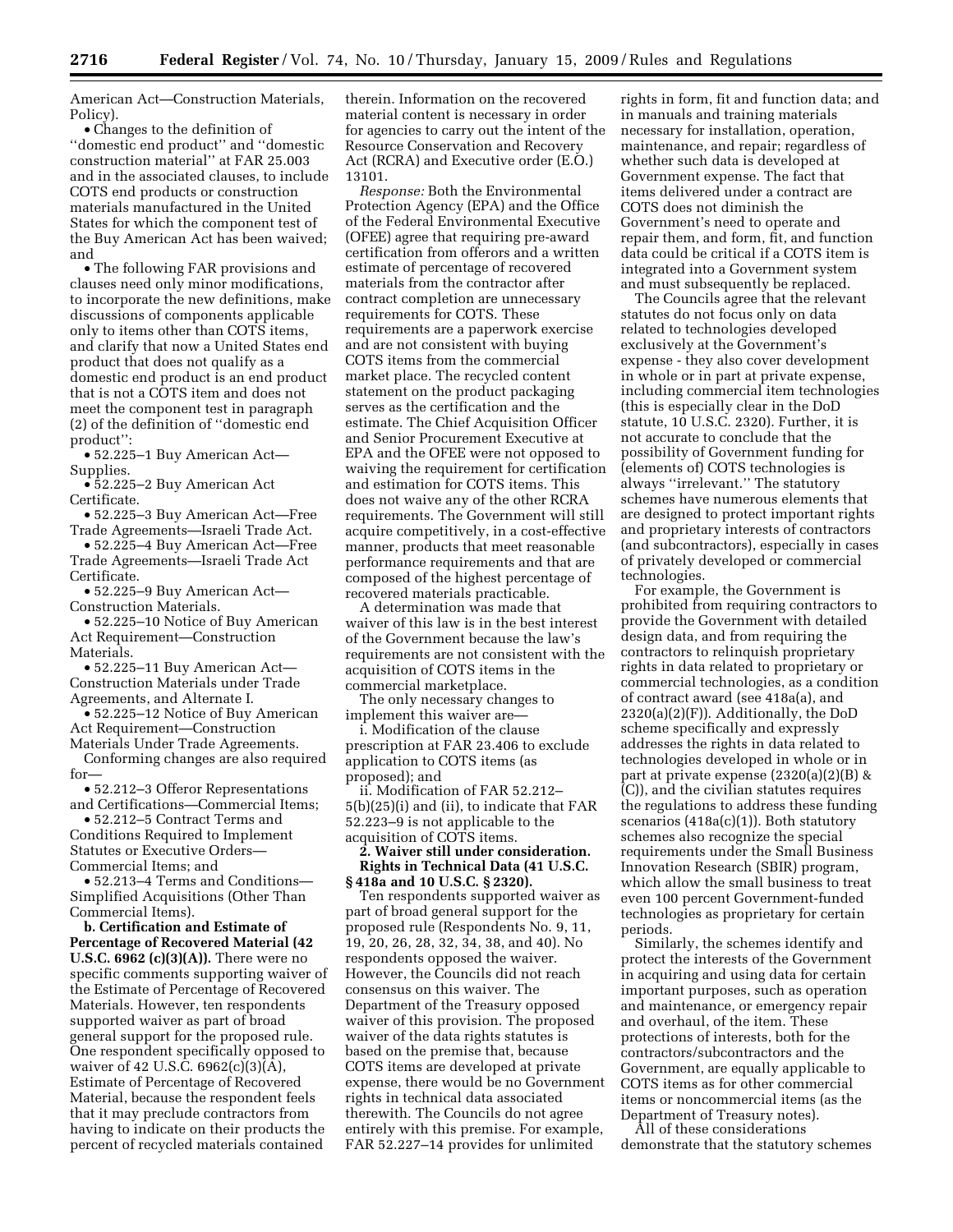American Act—Construction Materials, Policy).

- Changes to the definition of ''domestic end product'' and ''domestic construction material'' at FAR 25.003 and in the associated clauses, to include COTS end products or construction materials manufactured in the United States for which the component test of the Buy American Act has been waived; and
- The following FAR provisions and clauses need only minor modifications, to incorporate the new definitions, make discussions of components applicable only to items other than COTS items, and clarify that now a United States end product that does not qualify as a domestic end product is an end product that is not a COTS item and does not meet the component test in paragraph (2) of the definition of ''domestic end product'':
- 52.225–1 Buy American Act—Supplies.
- 52.225–2 Buy American Act Certificate.
- 52.225–3 Buy American Act—Free Trade Agreements—Israeli Trade Act.
- 52.225–4 Buy American Act—Free Trade Agreements—Israeli Trade Act Certificate.
- 52.225–9 Buy American Act—Construction Materials.
- 52.225–10 Notice of Buy American Act Requirement—Construction Materials.
- 52.225–11 Buy American Act—Construction Materials under Trade Agreements, and Alternate I.
- 52.225–12 Notice of Buy American Act Requirement—Construction Materials Under Trade Agreements.

Conforming changes are also required for—

- 52.212–3 Offeror Representations and Certifications—Commercial Items;
- 52.212–5 Contract Terms and Conditions Required to Implement Statutes or Executive Orders—Commercial Items; and
- 52.213–4 Terms and Conditions—Simplified Acquisitions (Other Than Commercial Items).

**b. Certification and Estimate of Percentage of Recovered Material (42 U.S.C. 6962 (c)(3)(A)).** There were no specific comments supporting waiver of the Estimate of Percentage of Recovered Materials. However, ten respondents supported waiver as part of broad general support for the proposed rule. One respondent specifically opposed to waiver of 42 U.S.C. 6962(c)(3)(A), Estimate of Percentage of Recovered Material, because the respondent feels that it may preclude contractors from having to indicate on their products the percent of recycled materials contained therein. Information on the recovered material content is necessary in order for agencies to carry out the intent of the Resource Conservation and Recovery Act (RCRA) and Executive order (E.O.) 13101.

*Response:* Both the Environmental Protection Agency (EPA) and the Office of the Federal Environmental Executive (OFEE) agree that requiring pre-award certification from offerors and a written estimate of percentage of recovered materials from the contractor after contract completion are unnecessary requirements for COTS. These requirements are a paperwork exercise and are not consistent with buying COTS items from the commercial market place. The recycled content statement on the product packaging serves as the certification and the estimate. The Chief Acquisition Officer and Senior Procurement Executive at EPA and the OFEE were not opposed to waiving the requirement for certification and estimation for COTS items. This does not waive any of the other RCRA requirements. The Government will still acquire competitively, in a cost-effective manner, products that meet reasonable performance requirements and that are composed of the highest percentage of recovered materials practicable.

A determination was made that waiver of this law is in the best interest of the Government because the law's requirements are not consistent with the acquisition of COTS items in the commercial marketplace.

The only necessary changes to implement this waiver are—

i. Modification of the clause prescription at FAR 23.406 to exclude application to COTS items (as proposed); and

ii. Modification of FAR 52.212–5(b)(25)(i) and (ii), to indicate that FAR 52.223–9 is not applicable to the acquisition of COTS items.

**2. Waiver still under consideration. Rights in Technical Data (41 U.S.C. § 418a and 10 U.S.C. § 2320).**

Ten respondents supported waiver as part of broad general support for the proposed rule (Respondents No. 9, 11, 19, 20, 26, 28, 32, 34, 38, and 40). No respondents opposed the waiver. However, the Councils did not reach consensus on this waiver. The Department of the Treasury opposed waiver of this provision. The proposed waiver of the data rights statutes is based on the premise that, because COTS items are developed at private expense, there would be no Government rights in technical data associated therewith. The Councils do not agree entirely with this premise. For example, FAR 52.227–14 provides for unlimited rights in form, fit and function data; and in manuals and training materials necessary for installation, operation, maintenance, and repair; regardless of whether such data is developed at Government expense. The fact that items delivered under a contract are COTS does not diminish the Government's need to operate and repair them, and form, fit, and function data could be critical if a COTS item is integrated into a Government system and must subsequently be replaced.

The Councils agree that the relevant statutes do not focus only on data related to technologies developed exclusively at the Government's expense - they also cover development in whole or in part at private expense, including commercial item technologies (this is especially clear in the DoD statute, 10 U.S.C. 2320). Further, it is not accurate to conclude that the possibility of Government funding for (elements of) COTS technologies is always ''irrelevant.'' The statutory schemes have numerous elements that are designed to protect important rights and proprietary interests of contractors (and subcontractors), especially in cases of privately developed or commercial technologies.

For example, the Government is prohibited from requiring contractors to provide the Government with detailed design data, and from requiring the contractors to relinquish proprietary rights in data related to proprietary or commercial technologies, as a condition of contract award (see 418a(a), and 2320(a)(2)(F)). Additionally, the DoD scheme specifically and expressly addresses the rights in data related to technologies developed in whole or in part at private expense (2320(a)(2)(B) & (C)), and the civilian statutes requires the regulations to address these funding scenarios (418a(c)(1)). Both statutory schemes also recognize the special requirements under the Small Business Innovation Research (SBIR) program, which allow the small business to treat even 100 percent Government-funded technologies as proprietary for certain periods.

Similarly, the schemes identify and protect the interests of the Government in acquiring and using data for certain important purposes, such as operation and maintenance, or emergency repair and overhaul, of the item. These protections of interests, both for the contractors/subcontractors and the Government, are equally applicable to COTS items as for other commercial items or noncommercial items (as the Department of Treasury notes).

All of these considerations demonstrate that the statutory schemes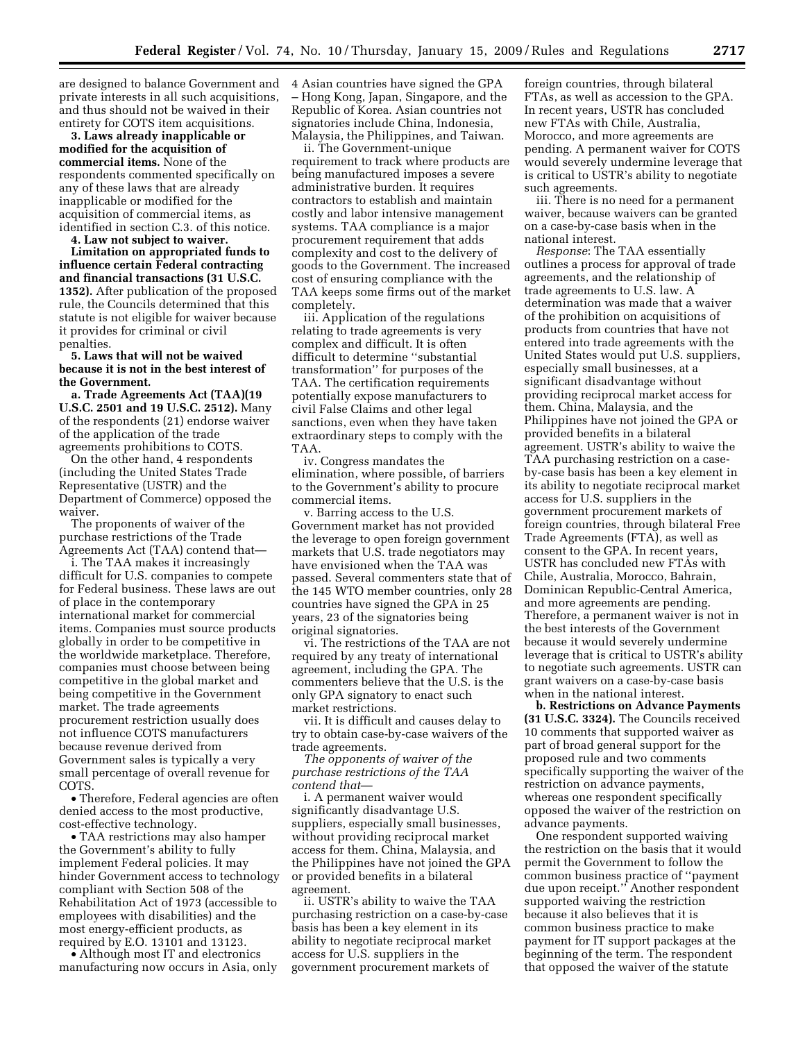are designed to balance Government and private interests in all such acquisitions, and thus should not be waived in their entirety for COTS item acquisitions.

**3. Laws already inapplicable or modified for the acquisition of commercial items.** None of the respondents commented specifically on any of these laws that are already inapplicable or modified for the acquisition of commercial items, as identified in section C.3. of this notice.

**4. Law not subject to waiver.**

**Limitation on appropriated funds to influence certain Federal contracting and financial transactions (31 U.S.C. 1352).** After publication of the proposed rule, the Councils determined that this statute is not eligible for waiver because it provides for criminal or civil penalties.

**5. Laws that will not be waived because it is not in the best interest of the Government.**

**a. Trade Agreements Act (TAA)(19 U.S.C. 2501 and 19 U.S.C. 2512).** Many of the respondents (21) endorse waiver of the application of the trade agreements prohibitions to COTS.

On the other hand, 4 respondents (including the United States Trade Representative (USTR) and the Department of Commerce) opposed the waiver.

The proponents of waiver of the purchase restrictions of the Trade Agreements Act (TAA) contend that—

i. The TAA makes it increasingly difficult for U.S. companies to compete for Federal business. These laws are out of place in the contemporary international market for commercial items. Companies must source products globally in order to be competitive in the worldwide marketplace. Therefore, companies must choose between being competitive in the global market and being competitive in the Government market. The trade agreements procurement restriction usually does not influence COTS manufacturers because revenue derived from Government sales is typically a very small percentage of overall revenue for COTS.

- Therefore, Federal agencies are often denied access to the most productive, cost-effective technology.
- TAA restrictions may also hamper the Government's ability to fully implement Federal policies. It may hinder Government access to technology compliant with Section 508 of the Rehabilitation Act of 1973 (accessible to employees with disabilities) and the most energy-efficient products, as required by E.O. 13101 and 13123.
- Although most IT and electronics manufacturing now occurs in Asia, only 4 Asian countries have signed the GPA – Hong Kong, Japan, Singapore, and the Republic of Korea. Asian countries not signatories include China, Indonesia, Malaysia, the Philippines, and Taiwan.

ii. The Government-unique requirement to track where products are being manufactured imposes a severe administrative burden. It requires contractors to establish and maintain costly and labor intensive management systems. TAA compliance is a major procurement requirement that adds complexity and cost to the delivery of goods to the Government. The increased cost of ensuring compliance with the TAA keeps some firms out of the market completely.

iii. Application of the regulations relating to trade agreements is very complex and difficult. It is often difficult to determine ''substantial transformation'' for purposes of the TAA. The certification requirements potentially expose manufacturers to civil False Claims and other legal sanctions, even when they have taken extraordinary steps to comply with the TAA.

iv. Congress mandates the elimination, where possible, of barriers to the Government's ability to procure commercial items.

v. Barring access to the U.S. Government market has not provided the leverage to open foreign government markets that U.S. trade negotiators may have envisioned when the TAA was passed. Several commenters state that of the 145 WTO member countries, only 28 countries have signed the GPA in 25 years, 23 of the signatories being original signatories.

vi. The restrictions of the TAA are not required by any treaty of international agreement, including the GPA. The commenters believe that the U.S. is the only GPA signatory to enact such market restrictions.

vii. It is difficult and causes delay to try to obtain case-by-case waivers of the trade agreements.

*The opponents of waiver of the purchase restrictions of the TAA contend that—*

i. A permanent waiver would significantly disadvantage U.S. suppliers, especially small businesses, without providing reciprocal market access for them. China, Malaysia, and the Philippines have not joined the GPA or provided benefits in a bilateral agreement.

ii. USTR's ability to waive the TAA purchasing restriction on a case-by-case basis has been a key element in its ability to negotiate reciprocal market access for U.S. suppliers in the government procurement markets of foreign countries, through bilateral FTAs, as well as accession to the GPA. In recent years, USTR has concluded new FTAs with Chile, Australia, Morocco, and more agreements are pending. A permanent waiver for COTS would severely undermine leverage that is critical to USTR's ability to negotiate such agreements.

iii. There is no need for a permanent waiver, because waivers can be granted on a case-by-case basis when in the national interest.

*Response*: The TAA essentially outlines a process for approval of trade agreements, and the relationship of trade agreements to U.S. law. A determination was made that a waiver of the prohibition on acquisitions of products from countries that have not entered into trade agreements with the United States would put U.S. suppliers, especially small businesses, at a significant disadvantage without providing reciprocal market access for them. China, Malaysia, and the Philippines have not joined the GPA or provided benefits in a bilateral agreement. USTR's ability to waive the TAA purchasing restriction on a case-by-case basis has been a key element in its ability to negotiate reciprocal market access for U.S. suppliers in the government procurement markets of foreign countries, through bilateral Free Trade Agreements (FTA), as well as consent to the GPA. In recent years, USTR has concluded new FTAs with Chile, Australia, Morocco, Bahrain, Dominican Republic-Central America, and more agreements are pending. Therefore, a permanent waiver is not in the best interests of the Government because it would severely undermine leverage that is critical to USTR's ability to negotiate such agreements. USTR can grant waivers on a case-by-case basis when in the national interest.

**b. Restrictions on Advance Payments (31 U.S.C. 3324).** The Councils received 10 comments that supported waiver as part of broad general support for the proposed rule and two comments specifically supporting the waiver of the restriction on advance payments, whereas one respondent specifically opposed the waiver of the restriction on advance payments.

One respondent supported waiving the restriction on the basis that it would permit the Government to follow the common business practice of ''payment due upon receipt.'' Another respondent supported waiving the restriction because it also believes that it is common business practice to make payment for IT support packages at the beginning of the term. The respondent that opposed the waiver of the statute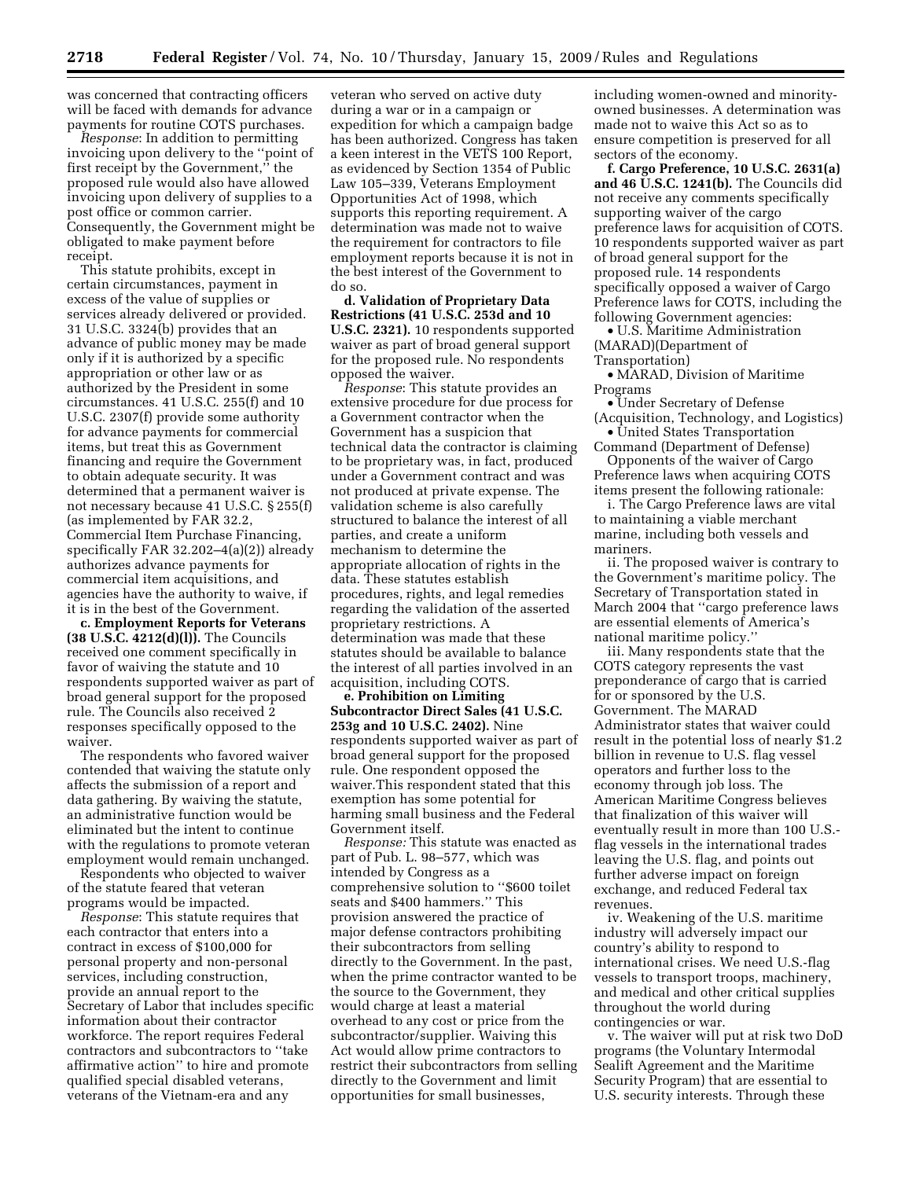was concerned that contracting officers will be faced with demands for advance payments for routine COTS purchases.

*Response*: In addition to permitting invoicing upon delivery to the ''point of first receipt by the Government,'' the proposed rule would also have allowed invoicing upon delivery of supplies to a post office or common carrier. Consequently, the Government might be obligated to make payment before receipt.

This statute prohibits, except in certain circumstances, payment in excess of the value of supplies or services already delivered or provided. 31 U.S.C. 3324(b) provides that an advance of public money may be made only if it is authorized by a specific appropriation or other law or as authorized by the President in some circumstances. 41 U.S.C. 255(f) and 10 U.S.C. 2307(f) provide some authority for advance payments for commercial items, but treat this as Government financing and require the Government to obtain adequate security. It was determined that a permanent waiver is not necessary because 41 U.S.C. § 255(f) (as implemented by FAR 32.2, Commercial Item Purchase Financing, specifically FAR 32.202–4(a)(2)) already authorizes advance payments for commercial item acquisitions, and agencies have the authority to waive, if it is in the best of the Government.

**c. Employment Reports for Veterans (38 U.S.C. 4212(d)(l)).** The Councils received one comment specifically in favor of waiving the statute and 10 respondents supported waiver as part of broad general support for the proposed rule. The Councils also received 2 responses specifically opposed to the waiver.

The respondents who favored waiver contended that waiving the statute only affects the submission of a report and data gathering. By waiving the statute, an administrative function would be eliminated but the intent to continue with the regulations to promote veteran employment would remain unchanged.

Respondents who objected to waiver of the statute feared that veteran programs would be impacted.

*Response*: This statute requires that each contractor that enters into a contract in excess of $100,000 for personal property and non-personal services, including construction, provide an annual report to the Secretary of Labor that includes specific information about their contractor workforce. The report requires Federal contractors and subcontractors to ''take affirmative action'' to hire and promote qualified special disabled veterans, veterans of the Vietnam-era and any veteran who served on active duty during a war or in a campaign or expedition for which a campaign badge has been authorized. Congress has taken a keen interest in the VETS 100 Report, as evidenced by Section 1354 of Public Law 105–339, Veterans Employment Opportunities Act of 1998, which supports this reporting requirement. A determination was made not to waive the requirement for contractors to file employment reports because it is not in the best interest of the Government to do so.

**d. Validation of Proprietary Data Restrictions (41 U.S.C. 253d and 10 U.S.C. 2321).** 10 respondents supported waiver as part of broad general support for the proposed rule. No respondents opposed the waiver.

*Response*: This statute provides an extensive procedure for due process for a Government contractor when the Government has a suspicion that technical data the contractor is claiming to be proprietary was, in fact, produced under a Government contract and was not produced at private expense. The validation scheme is also carefully structured to balance the interest of all parties, and create a uniform mechanism to determine the appropriate allocation of rights in the data. These statutes establish procedures, rights, and legal remedies regarding the validation of the asserted proprietary restrictions. A determination was made that these statutes should be available to balance the interest of all parties involved in an acquisition, including COTS.

**e. Prohibition on Limiting Subcontractor Direct Sales (41 U.S.C. 253g and 10 U.S.C. 2402).** Nine respondents supported waiver as part of broad general support for the proposed rule. One respondent opposed the waiver.This respondent stated that this exemption has some potential for harming small business and the Federal Government itself.

*Response:* This statute was enacted as part of Pub. L. 98–577, which was intended by Congress as a comprehensive solution to ''$600 toilet seats and $400 hammers.'' This provision answered the practice of major defense contractors prohibiting their subcontractors from selling directly to the Government. In the past, when the prime contractor wanted to be the source to the Government, they would charge at least a material overhead to any cost or price from the subcontractor/supplier. Waiving this Act would allow prime contractors to restrict their subcontractors from selling directly to the Government and limit opportunities for small businesses, including women-owned and minority-owned businesses. A determination was made not to waive this Act so as to ensure competition is preserved for all sectors of the economy.

**f. Cargo Preference, 10 U.S.C. 2631(a) and 46 U.S.C. 1241(b).** The Councils did not receive any comments specifically supporting waiver of the cargo preference laws for acquisition of COTS. 10 respondents supported waiver as part of broad general support for the proposed rule. 14 respondents specifically opposed a waiver of Cargo Preference laws for COTS, including the following Government agencies:

- U.S. Maritime Administration (MARAD)(Department of Transportation)
- MARAD, Division of Maritime Programs
- Under Secretary of Defense (Acquisition, Technology, and Logistics)
- United States Transportation Command (Department of Defense)

Opponents of the waiver of Cargo Preference laws when acquiring COTS items present the following rationale:

i. The Cargo Preference laws are vital to maintaining a viable merchant marine, including both vessels and mariners.

ii. The proposed waiver is contrary to the Government's maritime policy. The Secretary of Transportation stated in March 2004 that ''cargo preference laws are essential elements of America's national maritime policy.''

iii. Many respondents state that the COTS category represents the vast preponderance of cargo that is carried for or sponsored by the U.S. Government. The MARAD Administrator states that waiver could result in the potential loss of nearly $1.2 billion in revenue to U.S. flag vessel operators and further loss to the economy through job loss. The American Maritime Congress believes that finalization of this waiver will eventually result in more than 100 U.S.-flag vessels in the international trades leaving the U.S. flag, and points out further adverse impact on foreign exchange, and reduced Federal tax revenues.

iv. Weakening of the U.S. maritime industry will adversely impact our country's ability to respond to international crises. We need U.S.-flag vessels to transport troops, machinery, and medical and other critical supplies throughout the world during contingencies or war.

v. The waiver will put at risk two DoD programs (the Voluntary Intermodal Sealift Agreement and the Maritime Security Program) that are essential to U.S. security interests. Through these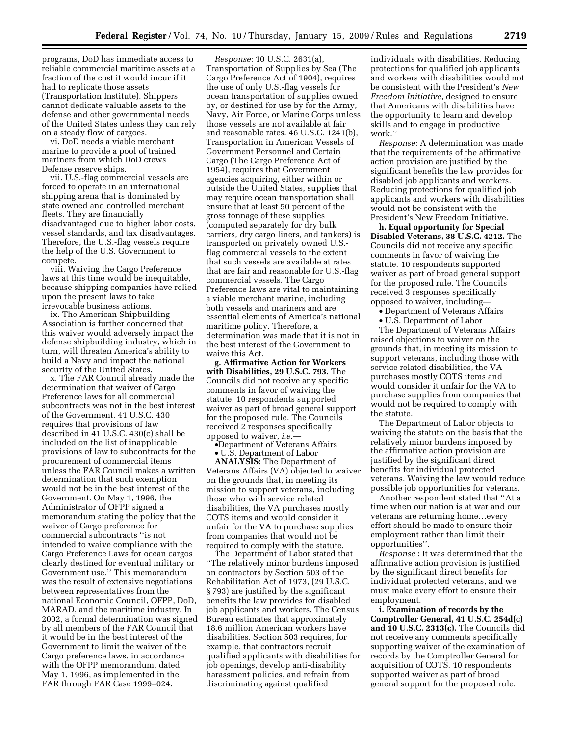programs, DoD has immediate access to reliable commercial maritime assets at a fraction of the cost it would incur if it had to replicate those assets (Transportation Institute). Shippers cannot dedicate valuable assets to the defense and other governmental needs of the United States unless they can rely on a steady flow of cargoes.

vi. DoD needs a viable merchant marine to provide a pool of trained mariners from which DoD crews Defense reserve ships.

vii. U.S.-flag commercial vessels are forced to operate in an international shipping arena that is dominated by state owned and controlled merchant fleets. They are financially disadvantaged due to higher labor costs, vessel standards, and tax disadvantages. Therefore, the U.S.-flag vessels require the help of the U.S. Government to compete.

viii. Waiving the Cargo Preference laws at this time would be inequitable, because shipping companies have relied upon the present laws to take irrevocable business actions.

ix. The American Shipbuilding Association is further concerned that this waiver would adversely impact the defense shipbuilding industry, which in turn, will threaten America's ability to build a Navy and impact the national security of the United States.

x. The FAR Council already made the determination that waiver of Cargo Preference laws for all commercial subcontracts was not in the best interest of the Government. 41 U.S.C. 430 requires that provisions of law described in 41 U.S.C. 430(c) shall be included on the list of inapplicable provisions of law to subcontracts for the procurement of commercial items unless the FAR Council makes a written determination that such exemption would not be in the best interest of the Government. On May 1, 1996, the Administrator of OFPP signed a memorandum stating the policy that the waiver of Cargo preference for commercial subcontracts "is not intended to waive compliance with the Cargo Preference Laws for ocean cargos clearly destined for eventual military or Government use." This memorandum was the result of extensive negotiations between representatives from the national Economic Council, OFPP, DoD, MARAD, and the maritime industry. In 2002, a formal determination was signed by all members of the FAR Council that it would be in the best interest of the Government to limit the waiver of the Cargo preference laws, in accordance with the OFPP memorandum, dated May 1, 1996, as implemented in the FAR through FAR Case 1999–024.

*Response:* 10 U.S.C. 2631(a), Transportation of Supplies by Sea (The Cargo Preference Act of 1904), requires the use of only U.S.-flag vessels for ocean transportation of supplies owned by, or destined for use by for the Army, Navy, Air Force, or Marine Corps unless those vessels are not available at fair and reasonable rates. 46 U.S.C. 1241(b), Transportation in American Vessels of Government Personnel and Certain Cargo (The Cargo Preference Act of 1954), requires that Government agencies acquiring, either within or outside the United States, supplies that may require ocean transportation shall ensure that at least 50 percent of the gross tonnage of these supplies (computed separately for dry bulk carriers, dry cargo liners, and tankers) is transported on privately owned U.S.-flag commercial vessels to the extent that such vessels are available at rates that are fair and reasonable for U.S.-flag commercial vessels. The Cargo Preference laws are vital to maintaining a viable merchant marine, including both vessels and mariners and are essential elements of America's national maritime policy. Therefore, a determination was made that it is not in the best interest of the Government to waive this Act.

**g. Affirmative Action for Workers with Disabilities, 29 U.S.C. 793.** The Councils did not receive any specific comments in favor of waiving the statute. 10 respondents supported waiver as part of broad general support for the proposed rule. The Councils received 2 responses specifically opposed to waiver, *i.e.*—

- Department of Veterans Affairs
- U.S. Department of Labor

**ANALYSIS:** The Department of Veterans Affairs (VA) objected to waiver on the grounds that, in meeting its mission to support veterans, including those who with service related disabilities, the VA purchases mostly COTS items and would consider it unfair for the VA to purchase supplies from companies that would not be required to comply with the statute.

The Department of Labor stated that "The relatively minor burdens imposed on contractors by Section 503 of the Rehabilitation Act of 1973, (29 U.S.C. § 793) are justified by the significant benefits the law provides for disabled job applicants and workers. The Census Bureau estimates that approximately 18.6 million American workers have disabilities. Section 503 requires, for example, that contractors recruit qualified applicants with disabilities for job openings, develop anti-disability harassment policies, and refrain from discriminating against qualified individuals with disabilities. Reducing protections for qualified job applicants and workers with disabilities would not be consistent with the President's *New Freedom Initiative*, designed to ensure that Americans with disabilities have the opportunity to learn and develop skills and to engage in productive work."

*Response*: A determination was made that the requirements of the affirmative action provision are justified by the significant benefits the law provides for disabled job applicants and workers. Reducing protections for qualified job applicants and workers with disabilities would not be consistent with the President's New Freedom Initiative.

**h. Equal opportunity for Special Disabled Veterans, 38 U.S.C. 4212.** The Councils did not receive any specific comments in favor of waiving the statute. 10 respondents supported waiver as part of broad general support for the proposed rule. The Councils received 3 responses specifically opposed to waiver, including—

- Department of Veterans Affairs
- U.S. Department of Labor

The Department of Veterans Affairs raised objections to waiver on the grounds that, in meeting its mission to support veterans, including those with service related disabilities, the VA purchases mostly COTS items and would consider it unfair for the VA to purchase supplies from companies that would not be required to comply with the statute.

The Department of Labor objects to waiving the statute on the basis that the relatively minor burdens imposed by the affirmative action provision are justified by the significant direct benefits for individual protected veterans. Waiving the law would reduce possible job opportunities for veterans.

Another respondent stated that "At a time when our nation is at war and our veterans are returning home…every effort should be made to ensure their employment rather than limit their opportunities".

*Response* : It was determined that the affirmative action provision is justified by the significant direct benefits for individual protected veterans, and we must make every effort to ensure their employment.

**i. Examination of records by the Comptroller General, 41 U.S.C. 254d(c) and 10 U.S.C. 2313(c).** The Councils did not receive any comments specifically supporting waiver of the examination of records by the Comptroller General for acquisition of COTS. 10 respondents supported waiver as part of broad general support for the proposed rule.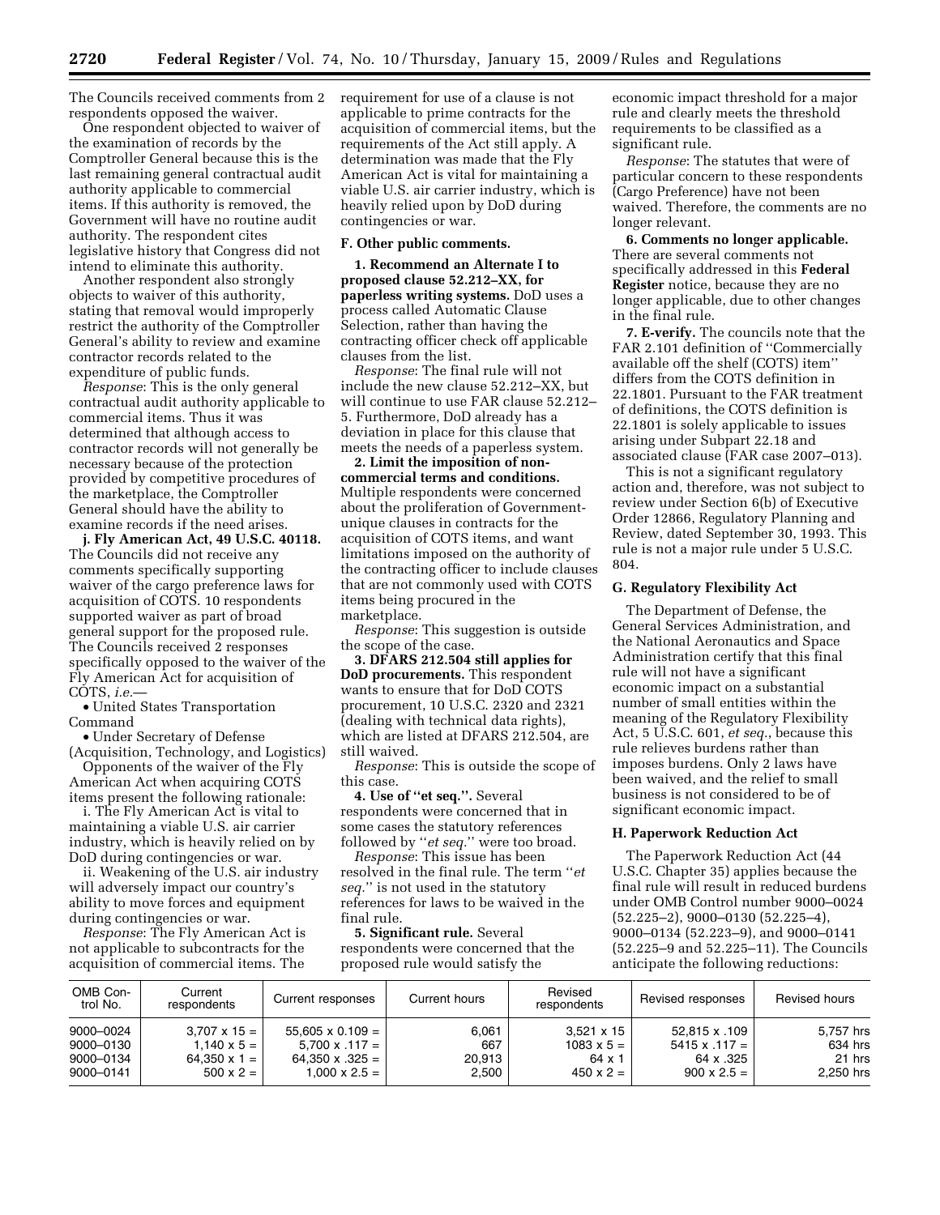The Councils received comments from 2 respondents opposed the waiver.

One respondent objected to waiver of the examination of records by the Comptroller General because this is the last remaining general contractual audit authority applicable to commercial items. If this authority is removed, the Government will have no routine audit authority. The respondent cites legislative history that Congress did not intend to eliminate this authority.

Another respondent also strongly objects to waiver of this authority, stating that removal would improperly restrict the authority of the Comptroller General's ability to review and examine contractor records related to the expenditure of public funds.

*Response*: This is the only general contractual audit authority applicable to commercial items. Thus it was determined that although access to contractor records will not generally be necessary because of the protection provided by competitive procedures of the marketplace, the Comptroller General should have the ability to examine records if the need arises.

**j. Fly American Act, 49 U.S.C. 40118.** The Councils did not receive any comments specifically supporting waiver of the cargo preference laws for acquisition of COTS. 10 respondents supported waiver as part of broad general support for the proposed rule. The Councils received 2 responses specifically opposed to the waiver of the Fly American Act for acquisition of COTS, *i.e.*—

- United States Transportation Command
- Under Secretary of Defense (Acquisition, Technology, and Logistics)

Opponents of the waiver of the Fly American Act when acquiring COTS items present the following rationale:

i. The Fly American Act is vital to maintaining a viable U.S. air carrier industry, which is heavily relied on by DoD during contingencies or war.

ii. Weakening of the U.S. air industry will adversely impact our country's ability to move forces and equipment during contingencies or war.

*Response*: The Fly American Act is not applicable to subcontracts for the acquisition of commercial items. The requirement for use of a clause is not applicable to prime contracts for the acquisition of commercial items, but the requirements of the Act still apply. A determination was made that the Fly American Act is vital for maintaining a viable U.S. air carrier industry, which is heavily relied upon by DoD during contingencies or war.

#### F. Other public comments.

**1. Recommend an Alternate I to proposed clause 52.212–XX, for paperless writing systems.** DoD uses a process called Automatic Clause Selection, rather than having the contracting officer check off applicable clauses from the list.

*Response*: The final rule will not include the new clause 52.212–XX, but will continue to use FAR clause 52.212–5. Furthermore, DoD already has a deviation in place for this clause that meets the needs of a paperless system.

**2. Limit the imposition of non-commercial terms and conditions.** Multiple respondents were concerned about the proliferation of Government-unique clauses in contracts for the acquisition of COTS items, and want limitations imposed on the authority of the contracting officer to include clauses that are not commonly used with COTS items being procured in the marketplace.

*Response*: This suggestion is outside the scope of the case.

**3. DFARS 212.504 still applies for DoD procurements.** This respondent wants to ensure that for DoD COTS procurement, 10 U.S.C. 2320 and 2321 (dealing with technical data rights), which are listed at DFARS 212.504, are still waived.

*Response*: This is outside the scope of this case.

**4. Use of "et seq.".** Several respondents were concerned that in some cases the statutory references followed by "*et seq.*" were too broad.

*Response*: This issue has been resolved in the final rule. The term "*et seq.*" is not used in the statutory references for laws to be waived in the final rule.

**5. Significant rule.** Several respondents were concerned that the proposed rule would satisfy the economic impact threshold for a major rule and clearly meets the threshold requirements to be classified as a significant rule.

*Response*: The statutes that were of particular concern to these respondents (Cargo Preference) have not been waived. Therefore, the comments are no longer relevant.

**6. Comments no longer applicable.** There are several comments not specifically addressed in this **Federal Register** notice, because they are no longer applicable, due to other changes in the final rule.

**7. E-verify.** The councils note that the FAR 2.101 definition of "Commercially available off the shelf (COTS) item" differs from the COTS definition in 22.1801. Pursuant to the FAR treatment of definitions, the COTS definition is 22.1801 is solely applicable to issues arising under Subpart 22.18 and associated clause (FAR case 2007–013).

This is not a significant regulatory action and, therefore, was not subject to review under Section 6(b) of Executive Order 12866, Regulatory Planning and Review, dated September 30, 1993. This rule is not a major rule under 5 U.S.C. 804.

#### G. Regulatory Flexibility Act

The Department of Defense, the General Services Administration, and the National Aeronautics and Space Administration certify that this final rule will not have a significant economic impact on a substantial number of small entities within the meaning of the Regulatory Flexibility Act, 5 U.S.C. 601, *et seq.*, because this rule relieves burdens rather than imposes burdens. Only 2 laws have been waived, and the relief to small business is not considered to be of significant economic impact.

#### H. Paperwork Reduction Act

The Paperwork Reduction Act (44 U.S.C. Chapter 35) applies because the final rule will result in reduced burdens under OMB Control number 9000–0024 (52.225–2), 9000–0130 (52.225–4), 9000–0134 (52.223–9), and 9000–0141 (52.225–9 and 52.225–11). The Councils anticipate the following reductions:

| OMB Control No. | Current respondents | Current responses | Current hours | Revised respondents | Revised responses | Revised hours |
|---|---|---|---|---|---|---|
| 9000–0024 | 3,707 x 15 = | 55,605 x 0.109 = | 6,061 | 3,521 x 15 | 52,815 x .109 | 5,757 hrs |
| 9000–0130 | 1,140 x 5 = | 5,700 x .117 = | 667 | 1083 x 5 = | 5415 x .117 = | 634 hrs |
| 9000–0134 | 64,350 x 1 = | 64,350 x .325 = | 20,913 | 64 x 1 | 64 x .325 | 21 hrs |
| 9000–0141 | 500 x 2 = | 1,000 x 2.5 = | 2,500 | 450 x 2 = | 900 x 2.5 = | 2,250 hrs |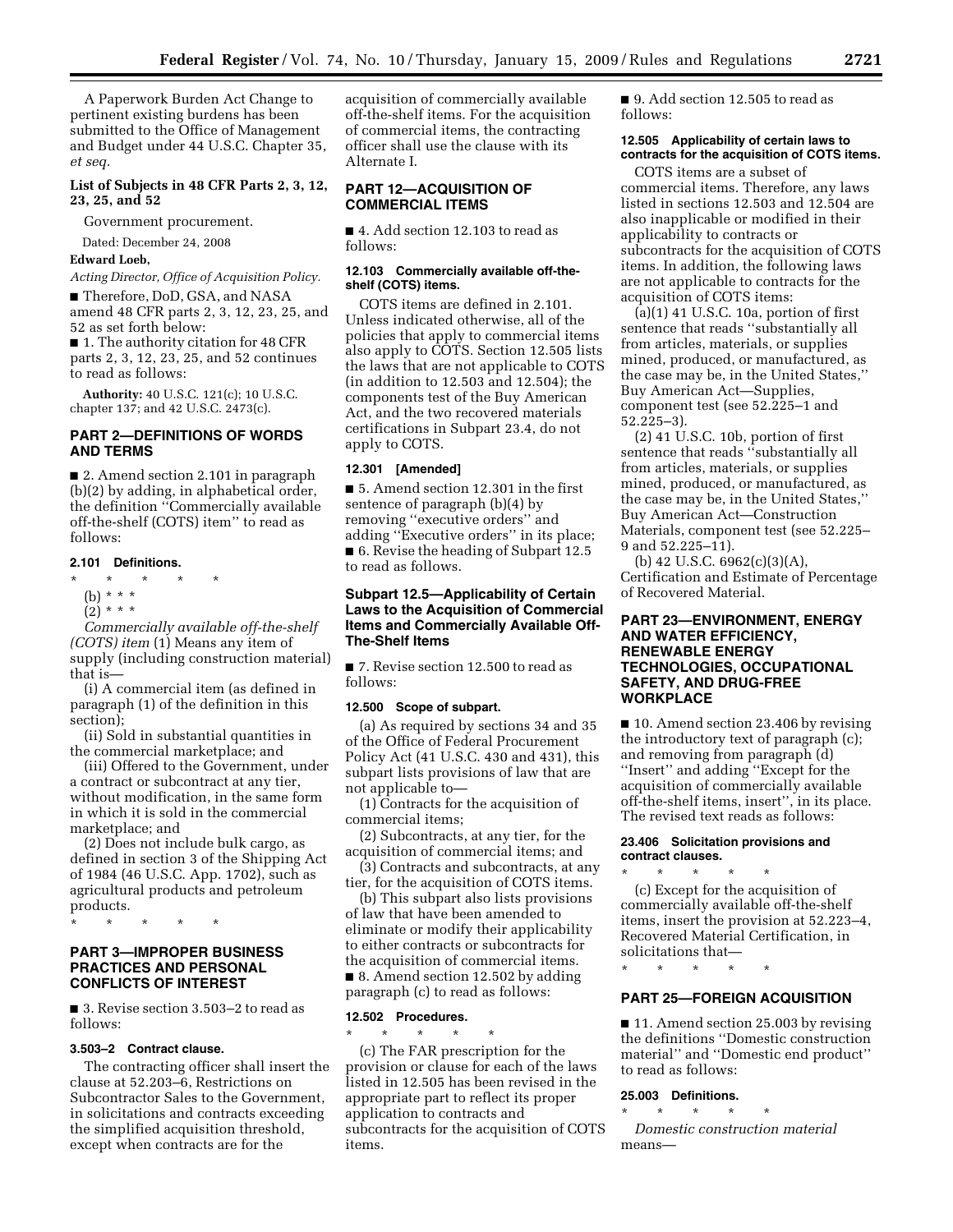A Paperwork Burden Act Change to pertinent existing burdens has been submitted to the Office of Management and Budget under 44 U.S.C. Chapter 35, *et seq.*

**List of Subjects in 48 CFR Parts 2, 3, 12, 23, 25, and 52**

Government procurement.

Dated: December 24, 2008

**Edward Loeb,**

*Acting Director, Office of Acquisition Policy.*

■ Therefore, DoD, GSA, and NASA amend 48 CFR parts 2, 3, 12, 23, 25, and 52 as set forth below:

■ 1. The authority citation for 48 CFR parts 2, 3, 12, 23, 25, and 52 continues to read as follows:

**Authority:** 40 U.S.C. 121(c); 10 U.S.C. chapter 137; and 42 U.S.C. 2473(c).

## PART 2—DEFINITIONS OF WORDS AND TERMS

■ 2. Amend section 2.101 in paragraph (b)(2) by adding, in alphabetical order, the definition ''Commercially available off-the-shelf (COTS) item'' to read as follows:

### 2.101 Definitions.

\* \* \* \* \*

(b) \* \* \*

(2) \* \* \*

*Commercially available off-the-shelf (COTS) item* (1) Means any item of supply (including construction material) that is—

(i) A commercial item (as defined in paragraph (1) of the definition in this section);

(ii) Sold in substantial quantities in the commercial marketplace; and

(iii) Offered to the Government, under a contract or subcontract at any tier, without modification, in the same form in which it is sold in the commercial marketplace; and

(2) Does not include bulk cargo, as defined in section 3 of the Shipping Act of 1984 (46 U.S.C. App. 1702), such as agricultural products and petroleum products.

\* \* \* \* \*

## PART 3—IMPROPER BUSINESS PRACTICES AND PERSONAL CONFLICTS OF INTEREST

■ 3. Revise section 3.503–2 to read as follows:

### 3.503–2 Contract clause.

The contracting officer shall insert the clause at 52.203–6, Restrictions on Subcontractor Sales to the Government, in solicitations and contracts exceeding the simplified acquisition threshold, except when contracts are for the acquisition of commercially available off-the-shelf items. For the acquisition of commercial items, the contracting officer shall use the clause with its Alternate I.

## PART 12—ACQUISITION OF COMMERCIAL ITEMS

■ 4. Add section 12.103 to read as follows:

### 12.103 Commercially available off-the-shelf (COTS) items.

COTS items are defined in 2.101. Unless indicated otherwise, all of the policies that apply to commercial items also apply to COTS. Section 12.505 lists the laws that are not applicable to COTS (in addition to 12.503 and 12.504); the components test of the Buy American Act, and the two recovered materials certifications in Subpart 23.4, do not apply to COTS.

### 12.301 [Amended]

■ 5. Amend section 12.301 in the first sentence of paragraph (b)(4) by removing ''executive orders'' and adding ''Executive orders'' in its place;

■ 6. Revise the heading of Subpart 12.5 to read as follows.

### Subpart 12.5—Applicability of Certain Laws to the Acquisition of Commercial Items and Commercially Available Off-The-Shelf Items

■ 7. Revise section 12.500 to read as follows:

### 12.500 Scope of subpart.

(a) As required by sections 34 and 35 of the Office of Federal Procurement Policy Act (41 U.S.C. 430 and 431), this subpart lists provisions of law that are not applicable to—

(1) Contracts for the acquisition of commercial items;

(2) Subcontracts, at any tier, for the acquisition of commercial items; and

(3) Contracts and subcontracts, at any tier, for the acquisition of COTS items.

(b) This subpart also lists provisions of law that have been amended to eliminate or modify their applicability to either contracts or subcontracts for the acquisition of commercial items.

■ 8. Amend section 12.502 by adding paragraph (c) to read as follows:

### 12.502 Procedures.

\* \* \* \* \*

(c) The FAR prescription for the provision or clause for each of the laws listed in 12.505 has been revised in the appropriate part to reflect its proper application to contracts and subcontracts for the acquisition of COTS items.

■ 9. Add section 12.505 to read as follows:

### 12.505 Applicability of certain laws to contracts for the acquisition of COTS items.

COTS items are a subset of commercial items. Therefore, any laws listed in sections 12.503 and 12.504 are also inapplicable or modified in their applicability to contracts or subcontracts for the acquisition of COTS items. In addition, the following laws are not applicable to contracts for the acquisition of COTS items:

(a)(1) 41 U.S.C. 10a, portion of first sentence that reads ''substantially all from articles, materials, or supplies mined, produced, or manufactured, as the case may be, in the United States,'' Buy American Act—Supplies, component test (see 52.225–1 and 52.225–3).

(2) 41 U.S.C. 10b, portion of first sentence that reads ''substantially all from articles, materials, or supplies mined, produced, or manufactured, as the case may be, in the United States,'' Buy American Act—Construction Materials, component test (see 52.225–9 and 52.225–11).

(b) 42 U.S.C. 6962(c)(3)(A), Certification and Estimate of Percentage of Recovered Material.

## PART 23—ENVIRONMENT, ENERGY AND WATER EFFICIENCY, RENEWABLE ENERGY TECHNOLOGIES, OCCUPATIONAL SAFETY, AND DRUG-FREE WORKPLACE

■ 10. Amend section 23.406 by revising the introductory text of paragraph (c); and removing from paragraph (d) ''Insert'' and adding ''Except for the acquisition of commercially available off-the-shelf items, insert'', in its place. The revised text reads as follows:

### 23.406 Solicitation provisions and contract clauses.

\* \* \* \* \*

(c) Except for the acquisition of commercially available off-the-shelf items, insert the provision at 52.223–4, Recovered Material Certification, in solicitations that—

\* \* \* \* \*

## PART 25—FOREIGN ACQUISITION

■ 11. Amend section 25.003 by revising the definitions ''Domestic construction material'' and ''Domestic end product'' to read as follows:

### 25.003 Definitions.

\* \* \* \* \*

*Domestic construction material* means—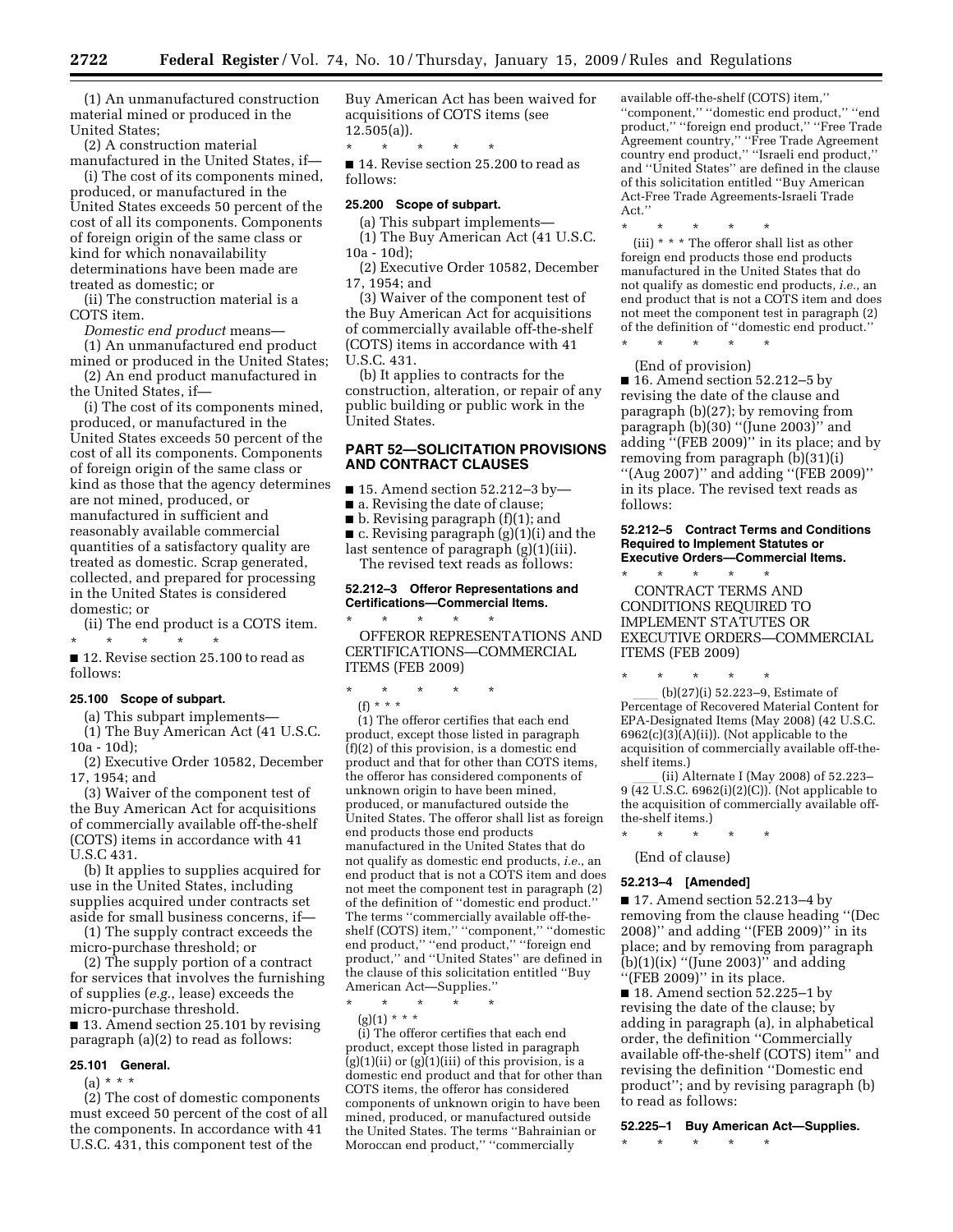(1) An unmanufactured construction material mined or produced in the United States;

(2) A construction material manufactured in the United States, if—

(i) The cost of its components mined, produced, or manufactured in the United States exceeds 50 percent of the cost of all its components. Components of foreign origin of the same class or kind for which nonavailability determinations have been made are treated as domestic; or

(ii) The construction material is a COTS item.

*Domestic end product* means—

(1) An unmanufactured end product mined or produced in the United States;

(2) An end product manufactured in the United States, if—

(i) The cost of its components mined, produced, or manufactured in the United States exceeds 50 percent of the cost of all its components. Components of foreign origin of the same class or kind as those that the agency determines are not mined, produced, or manufactured in sufficient and reasonably available commercial quantities of a satisfactory quality are treated as domestic. Scrap generated, collected, and prepared for processing in the United States is considered domestic; or

(ii) The end product is a COTS item.

\* \* \* \* \*

■ 12. Revise section 25.100 to read as follows:

**25.100 Scope of subpart.**

(a) This subpart implements—

(1) The Buy American Act (41 U.S.C. 10a - 10d);

(2) Executive Order 10582, December 17, 1954; and

(3) Waiver of the component test of the Buy American Act for acquisitions of commercially available off-the-shelf (COTS) items in accordance with 41 U.S.C 431.

(b) It applies to supplies acquired for use in the United States, including supplies acquired under contracts set aside for small business concerns, if—

(1) The supply contract exceeds the micro-purchase threshold; or

(2) The supply portion of a contract for services that involves the furnishing of supplies (*e.g.*, lease) exceeds the micro-purchase threshold.

■ 13. Amend section 25.101 by revising paragraph (a)(2) to read as follows:

**25.101 General.**

(a) \* \* \*

(2) The cost of domestic components must exceed 50 percent of the cost of all the components. In accordance with 41 U.S.C. 431, this component test of the Buy American Act has been waived for acquisitions of COTS items (see 12.505(a)).

\* \* \* \* \*

■ 14. Revise section 25.200 to read as follows:

**25.200 Scope of subpart.**

(a) This subpart implements—

(1) The Buy American Act (41 U.S.C. 10a - 10d);

(2) Executive Order 10582, December 17, 1954; and

(3) Waiver of the component test of the Buy American Act for acquisitions of commercially available off-the-shelf (COTS) items in accordance with 41 U.S.C. 431.

(b) It applies to contracts for the construction, alteration, or repair of any public building or public work in the United States.

## PART 52—SOLICITATION PROVISIONS AND CONTRACT CLAUSES

■ 15. Amend section 52.212–3 by—

■ a. Revising the date of clause;

■ b. Revising paragraph (f)(1); and

■ c. Revising paragraph (g)(1)(i) and the last sentence of paragraph (g)(1)(iii).

The revised text reads as follows:

**52.212–3 Offeror Representations and Certifications—Commercial Items.**

\* \* \* \* \*

OFFEROR REPRESENTATIONS AND CERTIFICATIONS—COMMERCIAL ITEMS (FEB 2009)

\* \* \* \* \*

(f) \* \* \*

(1) The offeror certifies that each end product, except those listed in paragraph (f)(2) of this provision, is a domestic end product and that for other than COTS items, the offeror has considered components of unknown origin to have been mined, produced, or manufactured outside the United States. The offeror shall list as foreign end products those end products manufactured in the United States that do not qualify as domestic end products, *i.e.*, an end product that is not a COTS item and does not meet the component test in paragraph (2) of the definition of "domestic end product." The terms "commercially available off-the-shelf (COTS) item," "component," "domestic end product," "end product," "foreign end product," and "United States" are defined in the clause of this solicitation entitled "Buy American Act—Supplies."

\* \* \* \* \*

(g)(1) \* \* \*

(i) The offeror certifies that each end product, except those listed in paragraph (g)(1)(ii) or (g)(1)(iii) of this provision, is a domestic end product and that for other than COTS items, the offeror has considered components of unknown origin to have been mined, produced, or manufactured outside the United States. The terms "Bahrainian or Moroccan end product," "commercially available off-the-shelf (COTS) item," "component," "domestic end product," "end product," "foreign end product," "Free Trade Agreement country," "Free Trade Agreement country end product," "Israeli end product," and "United States" are defined in the clause of this solicitation entitled "Buy American Act-Free Trade Agreements-Israeli Trade Act."

\* \* \* \* \*

(iii) \* \* \* The offeror shall list as other foreign end products those end products manufactured in the United States that do not qualify as domestic end products, *i.e.*, an end product that is not a COTS item and does not meet the component test in paragraph (2) of the definition of "domestic end product."

\* \* \* \* \*

(End of provision)

■ 16. Amend section 52.212–5 by revising the date of the clause and paragraph (b)(27); by removing from paragraph (b)(30) "(June 2003)" and adding "(FEB 2009)" in its place; and by removing from paragraph (b)(31)(i) "(Aug 2007)" and adding "(FEB 2009)" in its place. The revised text reads as follows:

**52.212–5 Contract Terms and Conditions Required to Implement Statutes or Executive Orders—Commercial Items.**

\* \* \* \* \*

CONTRACT TERMS AND CONDITIONS REQUIRED TO IMPLEMENT STATUTES OR EXECUTIVE ORDERS—COMMERCIAL ITEMS (FEB 2009)

\* \* \* \* \*

\_\_\_\_ (b)(27)(i) 52.223–9, Estimate of Percentage of Recovered Material Content for EPA-Designated Items (May 2008) (42 U.S.C. 6962(c)(3)(A)(ii)). (Not applicable to the acquisition of commercially available off-the-shelf items.)

\_\_\_\_ (ii) Alternate I (May 2008) of 52.223–9 (42 U.S.C. 6962(i)(2)(C)). (Not applicable to the acquisition of commercially available off-the-shelf items.)

\* \* \* \* \*

(End of clause)

**52.213–4 [Amended]**

■ 17. Amend section 52.213–4 by removing from the clause heading "(Dec 2008)" and adding "(FEB 2009)" in its place; and by removing from paragraph (b)(1)(ix) "(June 2003)" and adding "(FEB 2009)" in its place.

■ 18. Amend section 52.225–1 by revising the date of the clause; by adding in paragraph (a), in alphabetical order, the definition "Commercially available off-the-shelf (COTS) item" and revising the definition "Domestic end product"; and by revising paragraph (b) to read as follows:

**52.225–1 Buy American Act—Supplies.**

\* \* \* \* \*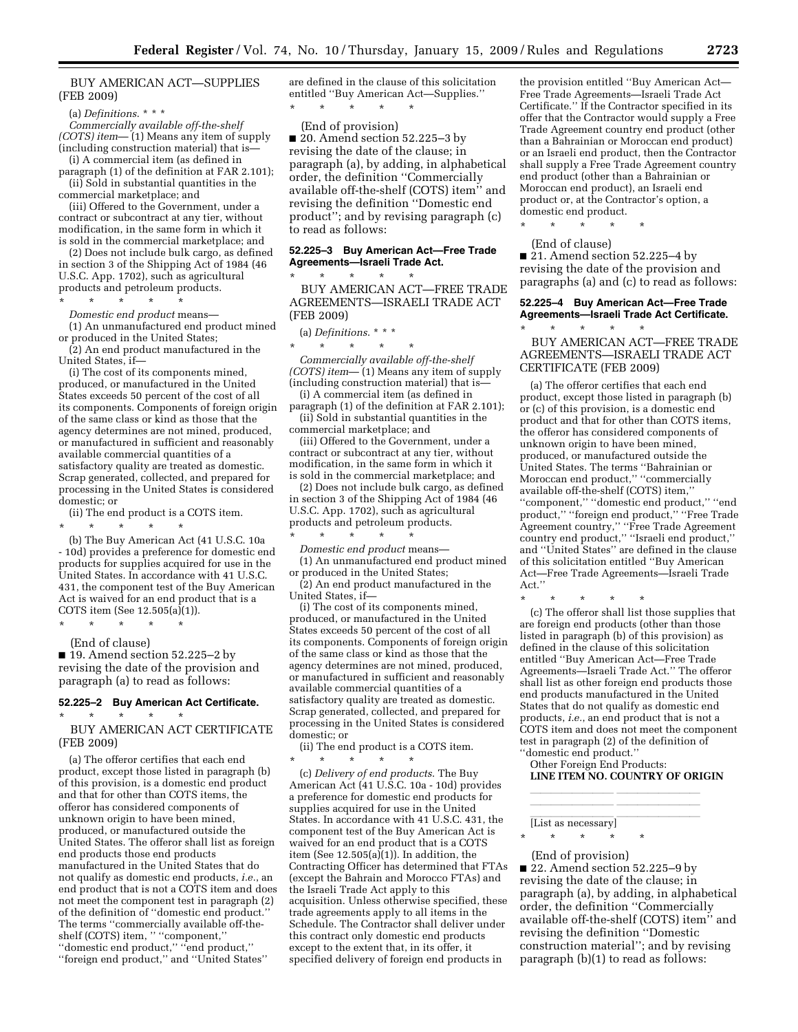BUY AMERICAN ACT—SUPPLIES (FEB 2009)

(a) *Definitions*. * * *

*Commercially available off-the-shelf (COTS) item*— (1) Means any item of supply (including construction material) that is—

(i) A commercial item (as defined in paragraph (1) of the definition at FAR 2.101);

(ii) Sold in substantial quantities in the commercial marketplace; and

(iii) Offered to the Government, under a contract or subcontract at any tier, without modification, in the same form in which it is sold in the commercial marketplace; and

(2) Does not include bulk cargo, as defined in section 3 of the Shipping Act of 1984 (46 U.S.C. App. 1702), such as agricultural products and petroleum products.

\* \* \* \* \*

*Domestic end product* means—

(1) An unmanufactured end product mined or produced in the United States;

(2) An end product manufactured in the United States, if—

(i) The cost of its components mined, produced, or manufactured in the United States exceeds 50 percent of the cost of all its components. Components of foreign origin of the same class or kind as those that the agency determines are not mined, produced, or manufactured in sufficient and reasonably available commercial quantities of a satisfactory quality are treated as domestic. Scrap generated, collected, and prepared for processing in the United States is considered domestic; or

(ii) The end product is a COTS item.

\* \* \* \* \*

(b) The Buy American Act (41 U.S.C. 10a - 10d) provides a preference for domestic end products for supplies acquired for use in the United States. In accordance with 41 U.S.C. 431, the component test of the Buy American Act is waived for an end product that is a COTS item (See 12.505(a)(1)).

\* \* \* \* \*

(End of clause)

■ 19. Amend section 52.225–2 by revising the date of the provision and paragraph (a) to read as follows:

**52.225–2 Buy American Act Certificate.**

\* \* \* \* \*

BUY AMERICAN ACT CERTIFICATE (FEB 2009)

(a) The offeror certifies that each end product, except those listed in paragraph (b) of this provision, is a domestic end product and that for other than COTS items, the offeror has considered components of unknown origin to have been mined, produced, or manufactured outside the United States. The offeror shall list as foreign end products those end products manufactured in the United States that do not qualify as domestic end products, *i.e.*, an end product that is not a COTS item and does not meet the component test in paragraph (2) of the definition of ''domestic end product.'' The terms ''commercially available off-the-shelf (COTS) item, '' ''component,'' ''domestic end product,'' ''end product,'' ''foreign end product,'' and ''United States'' are defined in the clause of this solicitation entitled ''Buy American Act—Supplies.''

\* \* \* \* \*

(End of provision)

■ 20. Amend section 52.225–3 by revising the date of the clause; in paragraph (a), by adding, in alphabetical order, the definition ''Commercially available off-the-shelf (COTS) item'' and revising the definition ''Domestic end product''; and by revising paragraph (c) to read as follows:

**52.225–3 Buy American Act—Free Trade Agreements—Israeli Trade Act.**

\* \* \* \* \*

BUY AMERICAN ACT—FREE TRADE AGREEMENTS—ISRAELI TRADE ACT (FEB 2009)

(a) *Definitions*. * * *

\* \* \* \* \*

*Commercially available off-the-shelf (COTS) item*— (1) Means any item of supply (including construction material) that is—

(i) A commercial item (as defined in paragraph (1) of the definition at FAR 2.101);

(ii) Sold in substantial quantities in the commercial marketplace; and

(iii) Offered to the Government, under a contract or subcontract at any tier, without modification, in the same form in which it is sold in the commercial marketplace; and

(2) Does not include bulk cargo, as defined in section 3 of the Shipping Act of 1984 (46 U.S.C. App. 1702), such as agricultural products and petroleum products.

\* \* \* \* \*

*Domestic end product* means—

(1) An unmanufactured end product mined or produced in the United States;

(2) An end product manufactured in the United States, if—

(i) The cost of its components mined, produced, or manufactured in the United States exceeds 50 percent of the cost of all its components. Components of foreign origin of the same class or kind as those that the agency determines are not mined, produced, or manufactured in sufficient and reasonably available commercial quantities of a satisfactory quality are treated as domestic. Scrap generated, collected, and prepared for processing in the United States is considered domestic; or

(ii) The end product is a COTS item.

\* \* \* \* \*

(c) *Delivery of end products*. The Buy American Act (41 U.S.C. 10a - 10d) provides a preference for domestic end products for supplies acquired for use in the United States. In accordance with 41 U.S.C. 431, the component test of the Buy American Act is waived for an end product that is a COTS item (See 12.505(a)(1)). In addition, the Contracting Officer has determined that FTAs (except the Bahrain and Morocco FTAs) and the Israeli Trade Act apply to this acquisition. Unless otherwise specified, these trade agreements apply to all items in the Schedule. The Contractor shall deliver under this contract only domestic end products except to the extent that, in its offer, it specified delivery of foreign end products in the provision entitled ''Buy American Act—Free Trade Agreements—Israeli Trade Act Certificate.'' If the Contractor specified in its offer that the Contractor would supply a Free Trade Agreement country end product (other than a Bahrainian or Moroccan end product) or an Israeli end product, then the Contractor shall supply a Free Trade Agreement country end product (other than a Bahrainian or Moroccan end product), an Israeli end product or, at the Contractor's option, a domestic end product.

\* \* \* \* \*

(End of clause)

■ 21. Amend section 52.225–4 by revising the date of the provision and paragraphs (a) and (c) to read as follows:

**52.225–4 Buy American Act—Free Trade Agreements—Israeli Trade Act Certificate.**

\* \* \* \* \*

BUY AMERICAN ACT—FREE TRADE AGREEMENTS—ISRAELI TRADE ACT CERTIFICATE (FEB 2009)

(a) The offeror certifies that each end product, except those listed in paragraph (b) or (c) of this provision, is a domestic end product and that for other than COTS items, the offeror has considered components of unknown origin to have been mined, produced, or manufactured outside the United States. The terms ''Bahrainian or Moroccan end product,'' ''commercially available off-the-shelf (COTS) item,'' ''component,'' ''domestic end product,'' ''end product,'' ''foreign end product,'' ''Free Trade Agreement country,'' ''Free Trade Agreement country end product,'' ''Israeli end product,'' and ''United States'' are defined in the clause of this solicitation entitled ''Buy American Act—Free Trade Agreements—Israeli Trade Act.''

\* \* \* \* \*

(c) The offeror shall list those supplies that are foreign end products (other than those listed in paragraph (b) of this provision) as defined in the clause of this solicitation entitled ''Buy American Act—Free Trade Agreements—Israeli Trade Act.'' The offeror shall list as other foreign end products those end products manufactured in the United States that do not qualify as domestic end products, *i.e.*, an end product that is not a COTS item and does not meet the component test in paragraph (2) of the definition of ''domestic end product.''

Other Foreign End Products:

| LINE ITEM NO. | COUNTRY OF ORIGIN |
| --- | --- |
| \_\_\_\_\_\_\_\_\_\_ | \_\_\_\_\_\_\_\_\_\_ |
| \_\_\_\_\_\_\_\_\_\_ | \_\_\_\_\_\_\_\_\_\_ |
| \_\_\_\_\_\_\_\_\_\_ | \_\_\_\_\_\_\_\_\_\_ |

[List as necessary]

\* \* \* \* \*

(End of provision)

■ 22. Amend section 52.225–9 by revising the date of the clause; in paragraph (a), by adding, in alphabetical order, the definition ''Commercially available off-the-shelf (COTS) item'' and revising the definition ''Domestic construction material''; and by revising paragraph (b)(1) to read as follows: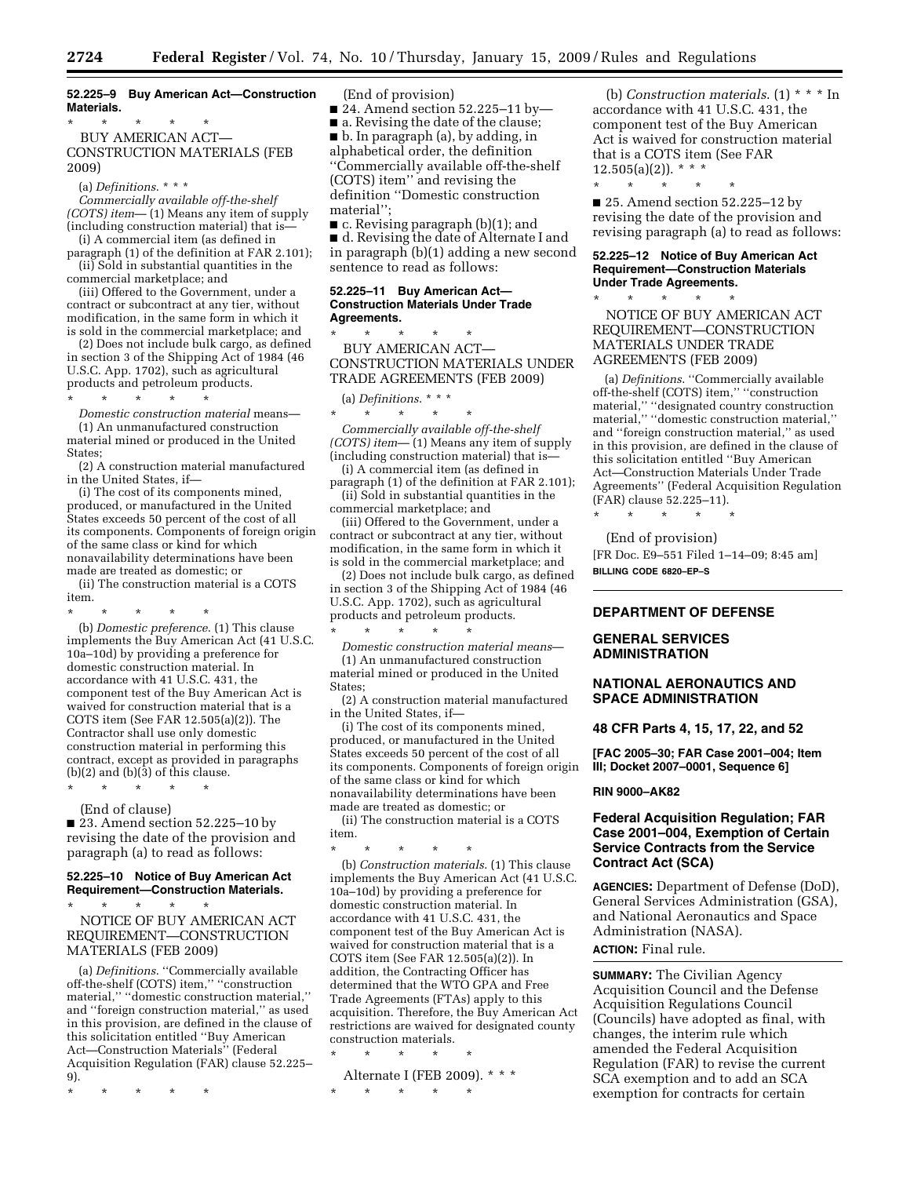**52.225–9 Buy American Act—Construction Materials.**

\* \* \* \* \*

BUY AMERICAN ACT—CONSTRUCTION MATERIALS (FEB 2009)

(a) *Definitions.* \* \* \*

*Commercially available off-the-shelf (COTS) item*— (1) Means any item of supply (including construction material) that is—

(i) A commercial item (as defined in paragraph (1) of the definition at FAR 2.101);

(ii) Sold in substantial quantities in the commercial marketplace; and

(iii) Offered to the Government, under a contract or subcontract at any tier, without modification, in the same form in which it is sold in the commercial marketplace; and

(2) Does not include bulk cargo, as defined in section 3 of the Shipping Act of 1984 (46 U.S.C. App. 1702), such as agricultural products and petroleum products.

\* \* \* \* \*

*Domestic construction material* means—

(1) An unmanufactured construction material mined or produced in the United States;

(2) A construction material manufactured in the United States, if—

(i) The cost of its components mined, produced, or manufactured in the United States exceeds 50 percent of the cost of all its components. Components of foreign origin of the same class or kind for which nonavailability determinations have been made are treated as domestic; or

(ii) The construction material is a COTS item.

\* \* \* \* \*

(b) *Domestic preference.* (1) This clause implements the Buy American Act (41 U.S.C. 10a–10d) by providing a preference for domestic construction material. In accordance with 41 U.S.C. 431, the component test of the Buy American Act is waived for construction material that is a COTS item (See FAR 12.505(a)(2)). The Contractor shall use only domestic construction material in performing this contract, except as provided in paragraphs (b)(2) and (b)(3) of this clause.

\* \* \* \* \*

(End of clause)

■ 23. Amend section 52.225–10 by revising the date of the provision and paragraph (a) to read as follows:

**52.225–10 Notice of Buy American Act Requirement—Construction Materials.**

\* \* \* \* \*

NOTICE OF BUY AMERICAN ACT REQUIREMENT—CONSTRUCTION MATERIALS (FEB 2009)

(a) *Definitions.* ''Commercially available off-the-shelf (COTS) item,'' ''construction material,'' ''domestic construction material,'' and ''foreign construction material,'' as used in this provision, are defined in the clause of this solicitation entitled ''Buy American Act—Construction Materials'' (Federal Acquisition Regulation (FAR) clause 52.225–9).

\* \* \* \* \*

(End of provision)

■ 24. Amend section 52.225–11 by—

■ a. Revising the date of the clause;

■ b. In paragraph (a), by adding, in alphabetical order, the definition ''Commercially available off-the-shelf (COTS) item'' and revising the definition ''Domestic construction material'';

■ c. Revising paragraph (b)(1); and

■ d. Revising the date of Alternate I and in paragraph (b)(1) adding a new second sentence to read as follows:

**52.225–11 Buy American Act—Construction Materials Under Trade Agreements.**

\* \* \* \* \*

BUY AMERICAN ACT—CONSTRUCTION MATERIALS UNDER TRADE AGREEMENTS (FEB 2009)

(a) *Definitions.* \* \* \*

\* \* \* \* \*

*Commercially available off-the-shelf (COTS) item*— (1) Means any item of supply (including construction material) that is—

(i) A commercial item (as defined in paragraph (1) of the definition at FAR 2.101);

(ii) Sold in substantial quantities in the commercial marketplace; and

(iii) Offered to the Government, under a contract or subcontract at any tier, without modification, in the same form in which it is sold in the commercial marketplace; and

(2) Does not include bulk cargo, as defined in section 3 of the Shipping Act of 1984 (46 U.S.C. App. 1702), such as agricultural products and petroleum products.

\* \* \* \* \*

*Domestic construction material means*—

(1) An unmanufactured construction material mined or produced in the United States;

(2) A construction material manufactured in the United States, if—

(i) The cost of its components mined, produced, or manufactured in the United States exceeds 50 percent of the cost of all its components. Components of foreign origin of the same class or kind for which nonavailability determinations have been made are treated as domestic; or

(ii) The construction material is a COTS item.

\* \* \* \* \*

(b) *Construction materials.* (1) This clause implements the Buy American Act (41 U.S.C. 10a–10d) by providing a preference for domestic construction material. In accordance with 41 U.S.C. 431, the component test of the Buy American Act is waived for construction material that is a COTS item (See FAR 12.505(a)(2)). In addition, the Contracting Officer has determined that the WTO GPA and Free Trade Agreements (FTAs) apply to this acquisition. Therefore, the Buy American Act restrictions are waived for designated county construction materials.

\* \* \* \* \*

Alternate I (FEB 2009). \* \* \*

\* \* \* \* \*

(b) *Construction materials.* (1) \* \* \* In accordance with 41 U.S.C. 431, the component test of the Buy American Act is waived for construction material that is a COTS item (See FAR 12.505(a)(2)). \* \* \*

\* \* \* \* \*

■ 25. Amend section 52.225–12 by revising the date of the provision and revising paragraph (a) to read as follows:

**52.225–12 Notice of Buy American Act Requirement—Construction Materials Under Trade Agreements.**

\* \* \* \* \*

NOTICE OF BUY AMERICAN ACT REQUIREMENT—CONSTRUCTION MATERIALS UNDER TRADE AGREEMENTS (FEB 2009)

(a) *Definitions.* ''Commercially available off-the-shelf (COTS) item,'' ''construction material,'' ''designated country construction material,'' ''domestic construction material,'' and ''foreign construction material,'' as used in this provision, are defined in the clause of this solicitation entitled ''Buy American Act—Construction Materials Under Trade Agreements'' (Federal Acquisition Regulation (FAR) clause 52.225–11).

\* \* \* \* \*

(End of provision)

[FR Doc. E9–551 Filed 1–14–09; 8:45 am]

**BILLING CODE 6820–EP–S**

---

**DEPARTMENT OF DEFENSE**

**GENERAL SERVICES ADMINISTRATION**

**NATIONAL AERONAUTICS AND SPACE ADMINISTRATION**

**48 CFR Parts 4, 15, 17, 22, and 52**

**[FAC 2005–30; FAR Case 2001–004; Item III; Docket 2007–0001, Sequence 6]**

**RIN 9000–AK82**

## Federal Acquisition Regulation; FAR Case 2001–004, Exemption of Certain Service Contracts from the Service Contract Act (SCA)

**AGENCIES:** Department of Defense (DoD), General Services Administration (GSA), and National Aeronautics and Space Administration (NASA).

**ACTION:** Final rule.

**SUMMARY:** The Civilian Agency Acquisition Council and the Defense Acquisition Regulations Council (Councils) have adopted as final, with changes, the interim rule which amended the Federal Acquisition Regulation (FAR) to revise the current SCA exemption and to add an SCA exemption for contracts for certain